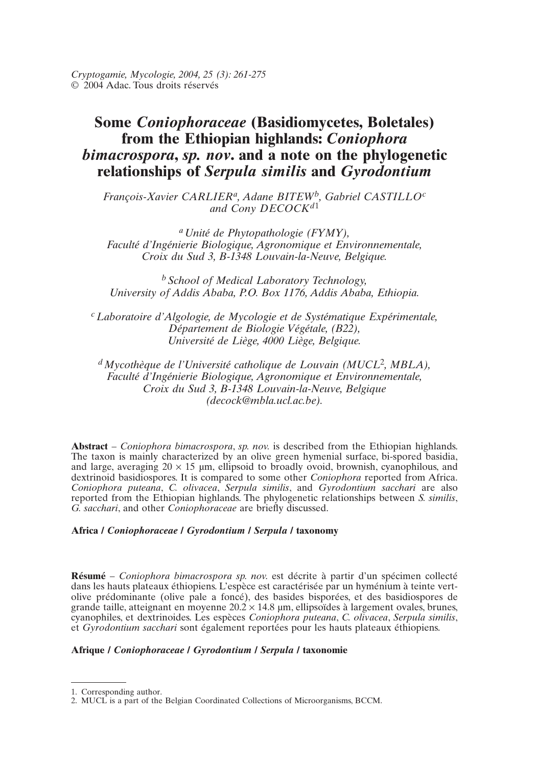Cryptogamie, Mycologie, 2004, 25 (3): 261-275
© 2004 Adac. Tous droits réservés

# Some *Coniophoraceae* (Basidiomycetes, Boletales) from the Ethiopian highlands: *Coniophora bimacrospora*, *sp. nov*. and a note on the phylogenetic relationships of *Serpula similis* and *Gyrodontium*

*François-Xavier CARLIER[a], Adane BITEW[b], Gabriel CASTILLO[c] and Cony DECOCK[d1]*

[a] *Unité de Phytopathologie (FYMY), Faculté d'Ingénierie Biologique, Agronomique et Environnementale, Croix du Sud 3, B-1348 Louvain-la-Neuve, Belgique.*

[b] *School of Medical Laboratory Technology, University of Addis Ababa, P.O. Box 1176, Addis Ababa, Ethiopia.*

[c] *Laboratoire d'Algologie, de Mycologie et de Systématique Expérimentale, Département de Biologie Végétale, (B22), Université de Liège, 4000 Liège, Belgique.*

[d] *Mycothèque de l'Université catholique de Louvain (MUCL[2], MBLA), Faculté d'Ingénierie Biologique, Agronomique et Environnementale, Croix du Sud 3, B-1348 Louvain-la-Neuve, Belgique (decock@mbla.ucl.ac.be).*

**Abstract** – *Coniophora bimacrospora*, *sp. nov.* is described from the Ethiopian highlands. The taxon is mainly characterized by an olive green hymenial surface, bi-spored basidia, and large, averaging 20 × 15 µm, ellipsoid to broadly ovoid, brownish, cyanophilous, and dextrinoid basidiospores. It is compared to some other *Coniophora* reported from Africa. *Coniophora puteana*, *C. olivacea*, *Serpula similis*, and *Gyrodontium sacchari* are also reported from the Ethiopian highlands. The phylogenetic relationships between *S. similis*, *G. sacchari*, and other *Coniophoraceae* are briefly discussed.

**Africa / *Coniophoraceae* / *Gyrodontium* / *Serpula* / taxonomy**

**Résumé** – *Coniophora bimacrospora sp. nov.* est décrite à partir d'un spécimen collecté dans les hauts plateaux éthiopiens. L'espèce est caractérisée par un hyménium à teinte vert-olive prédominante (olive pale a foncé), des basides bisporées, et des basidiospores de grande taille, atteignant en moyenne 20.2 × 14.8 µm, ellipsoïdes à largement ovales, brunes, cyanophiles, et dextrinoides. Les espèces *Coniophora puteana*, *C. olivacea*, *Serpula similis*, et *Gyrodontium sacchari* sont également reportées pour les hauts plateaux éthiopiens.

**Afrique / *Coniophoraceae* / *Gyrodontium* / *Serpula* / taxonomie**

---

1. Corresponding author.
2. MUCL is a part of the Belgian Coordinated Collections of Microorganisms, BCCM.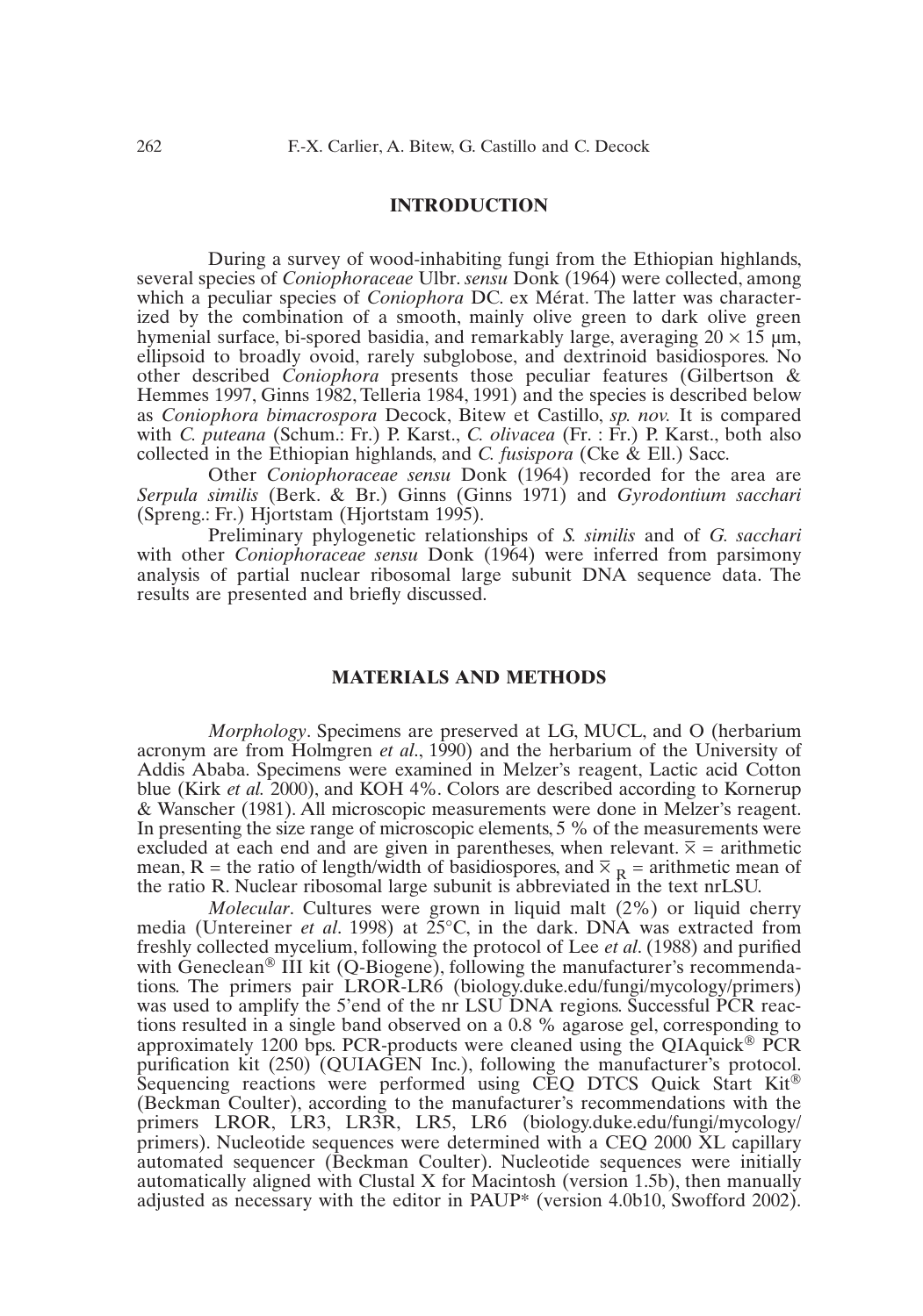## INTRODUCTION

During a survey of wood-inhabiting fungi from the Ethiopian highlands, several species of *Coniophoraceae* Ulbr. *sensu* Donk (1964) were collected, among which a peculiar species of *Coniophora* DC. ex Mérat. The latter was characterized by the combination of a smooth, mainly olive green to dark olive green hymenial surface, bi-spored basidia, and remarkably large, averaging $20 \times 15$ µm, ellipsoid to broadly ovoid, rarely subglobose, and dextrinoid basidiospores. No other described *Coniophora* presents those peculiar features (Gilbertson & Hemmes 1997, Ginns 1982, Telleria 1984, 1991) and the species is described below as *Coniophora bimacrospora* Decock, Bitew et Castillo, *sp. nov.* It is compared with *C. puteana* (Schum.: Fr.) P. Karst., *C. olivacea* (Fr. : Fr.) P. Karst., both also collected in the Ethiopian highlands, and *C. fusispora* (Cke & Ell.) Sacc.

Other *Coniophoraceae sensu* Donk (1964) recorded for the area are *Serpula similis* (Berk. & Br.) Ginns (Ginns 1971) and *Gyrodontium sacchari* (Spreng.: Fr.) Hjortstam (Hjortstam 1995).

Preliminary phylogenetic relationships of *S. similis* and of *G. sacchari* with other *Coniophoraceae sensu* Donk (1964) were inferred from parsimony analysis of partial nuclear ribosomal large subunit DNA sequence data. The results are presented and briefly discussed.

## MATERIALS AND METHODS

*Morphology*. Specimens are preserved at LG, MUCL, and O (herbarium acronym are from Holmgren *et al*., 1990) and the herbarium of the University of Addis Ababa. Specimens were examined in Melzer's reagent, Lactic acid Cotton blue (Kirk *et al.* 2000), and KOH 4%. Colors are described according to Kornerup & Wanscher (1981). All microscopic measurements were done in Melzer's reagent. In presenting the size range of microscopic elements, 5 % of the measurements were excluded at each end and are given in parentheses, when relevant. $\overline{x}$ = arithmetic mean, R = the ratio of length/width of basidiospores, and $\overline{x}_R$ = arithmetic mean of the ratio R. Nuclear ribosomal large subunit is abbreviated in the text nrLSU.

*Molecular*. Cultures were grown in liquid malt (2%) or liquid cherry media (Untereiner *et al*. 1998) at 25°C, in the dark. DNA was extracted from freshly collected mycelium, following the protocol of Lee *et al*. (1988) and purified with Geneclean® III kit (Q-Biogene), following the manufacturer's recommendations. The primers pair LROR-LR6 (biology.duke.edu/fungi/mycology/primers) was used to amplify the 5'end of the nr LSU DNA regions. Successful PCR reactions resulted in a single band observed on a 0.8 % agarose gel, corresponding to approximately 1200 bps. PCR-products were cleaned using the QIAquick® PCR purification kit (250) (QUIAGEN Inc.), following the manufacturer's protocol. Sequencing reactions were performed using CEQ DTCS Quick Start Kit® (Beckman Coulter), according to the manufacturer's recommendations with the primers LROR, LR3, LR3R, LR5, LR6 (biology.duke.edu/fungi/mycology/primers). Nucleotide sequences were determined with a CEQ 2000 XL capillary automated sequencer (Beckman Coulter). Nucleotide sequences were initially automatically aligned with Clustal X for Macintosh (version 1.5b), then manually adjusted as necessary with the editor in PAUP* (version 4.0b10, Swofford 2002).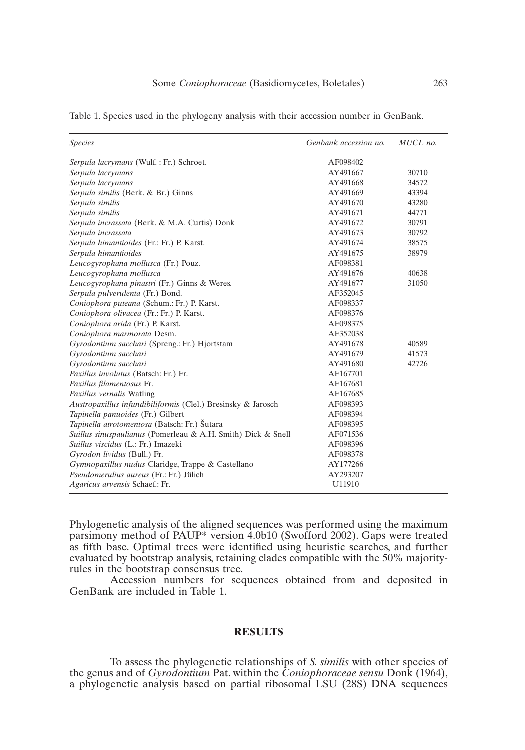Table 1. Species used in the phylogeny analysis with their accession number in GenBank.

| *Species* | *Genbank accession no.* | *MUCL no.* |
|---|---|---|
| *Serpula lacrymans* (Wulf. : Fr.) Schroet. | AF098402 | |
| *Serpula lacrymans* | AY491667 | 30710 |
| *Serpula lacrymans* | AY491668 | 34572 |
| *Serpula similis* (Berk. & Br.) Ginns | AY491669 | 43394 |
| *Serpula similis* | AY491670 | 43280 |
| *Serpula similis* | AY491671 | 44771 |
| *Serpula incrassata* (Berk. & M.A. Curtis) Donk | AY491672 | 30791 |
| *Serpula incrassata* | AY491673 | 30792 |
| *Serpula himantioides* (Fr.: Fr.) P. Karst. | AY491674 | 38575 |
| *Serpula himantioides* | AY491675 | 38979 |
| *Leucogyrophana mollusca* (Fr.) Pouz. | AF098381 | |
| *Leucogyrophana mollusca* | AY491676 | 40638 |
| *Leucogyrophana pinastri* (Fr.) Ginns & Weres. | AY491677 | 31050 |
| *Serpula pulverulenta* (Fr.) Bond. | AF352045 | |
| *Coniophora puteana* (Schum.: Fr.) P. Karst. | AF098337 | |
| *Coniophora olivacea* (Fr.: Fr.) P. Karst. | AF098376 | |
| *Coniophora arida* (Fr.) P. Karst. | AF098375 | |
| *Coniophora marmorata* Desm. | AF352038 | |
| *Gyrodontium sacchari* (Spreng.: Fr.) Hjortstam | AY491678 | 40589 |
| *Gyrodontium sacchari* | AY491679 | 41573 |
| *Gyrodontium sacchari* | AY491680 | 42726 |
| *Paxillus involutus* (Batsch: Fr.) Fr. | AF167701 | |
| *Paxillus filamentosus* Fr. | AF167681 | |
| *Paxillus vernalis* Watling | AF167685 | |
| *Austropaxillus infundibiliformis* (Clel.) Bresinsky & Jarosch | AF098393 | |
| *Tapinella panuoides* (Fr.) Gilbert | AF098394 | |
| *Tapinella atrotomentosa* (Batsch: Fr.) Šutara | AF098395 | |
| *Suillus sinuspaulianus* (Pomerleau & A.H. Smith) Dick & Snell | AF071536 | |
| *Suillus viscidus* (L.: Fr.) Imazeki | AF098396 | |
| *Gyrodon lividus* (Bull.) Fr. | AF098378 | |
| *Gymnopaxillus nudus* Claridge, Trappe & Castellano | AY177266 | |
| *Pseudomerulius aureus* (Fr.: Fr.) Jülich | AY293207 | |
| *Agaricus arvensis* Schaef.: Fr. | U11910 | |

Phylogenetic analysis of the aligned sequences was performed using the maximum parsimony method of PAUP* version 4.0b10 (Swofford 2002). Gaps were treated as fifth base. Optimal trees were identified using heuristic searches, and further evaluated by bootstrap analysis, retaining clades compatible with the 50% majority-rules in the bootstrap consensus tree.

Accession numbers for sequences obtained from and deposited in GenBank are included in Table 1.

## RESULTS

To assess the phylogenetic relationships of *S. similis* with other species of the genus and of *Gyrodontium* Pat. within the *Coniophoraceae sensu* Donk (1964), a phylogenetic analysis based on partial ribosomal LSU (28S) DNA sequences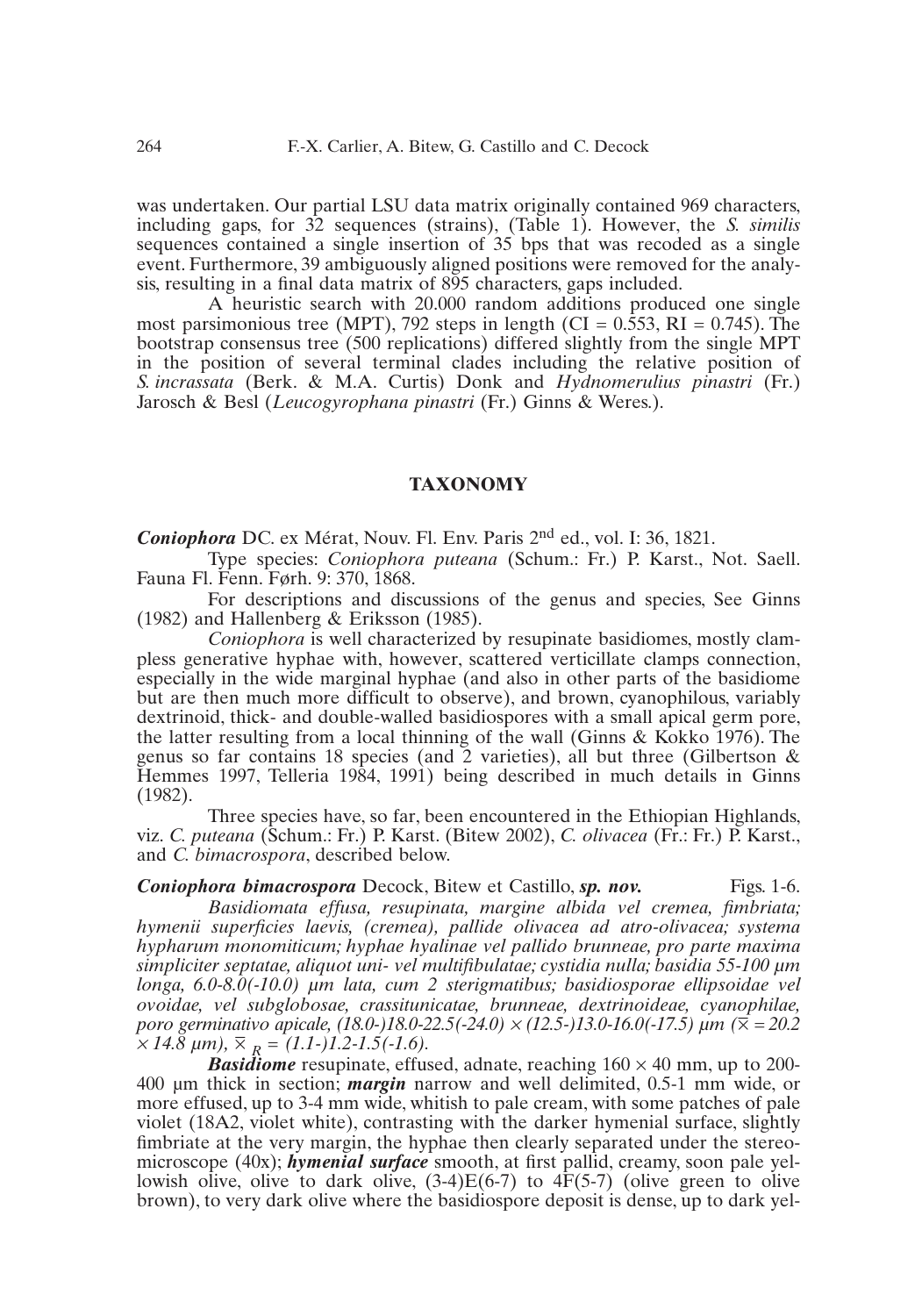was undertaken. Our partial LSU data matrix originally contained 969 characters, including gaps, for 32 sequences (strains), (Table 1). However, the *S. similis* sequences contained a single insertion of 35 bps that was recoded as a single event. Furthermore, 39 ambiguously aligned positions were removed for the analysis, resulting in a final data matrix of 895 characters, gaps included.

A heuristic search with 20.000 random additions produced one single most parsimonious tree (MPT), 792 steps in length (CI = 0.553, RI = 0.745). The bootstrap consensus tree (500 replications) differed slightly from the single MPT in the position of several terminal clades including the relative position of *S. incrassata* (Berk. & M.A. Curtis) Donk and *Hydnomerulius pinastri* (Fr.) Jarosch & Besl (*Leucogyrophana pinastri* (Fr.) Ginns & Weres.).

## TAXONOMY

***Coniophora*** DC. ex Mérat, Nouv. Fl. Env. Paris 2nd ed., vol. I: 36, 1821.

Type species: *Coniophora puteana* (Schum.: Fr.) P. Karst., Not. Saell. Fauna Fl. Fenn. Førh. 9: 370, 1868.

For descriptions and discussions of the genus and species, See Ginns (1982) and Hallenberg & Eriksson (1985).

*Coniophora* is well characterized by resupinate basidiomes, mostly clampless generative hyphae with, however, scattered verticillate clamps connection, especially in the wide marginal hyphae (and also in other parts of the basidiome but are then much more difficult to observe), and brown, cyanophilous, variably dextrinoid, thick- and double-walled basidiospores with a small apical germ pore, the latter resulting from a local thinning of the wall (Ginns & Kokko 1976). The genus so far contains 18 species (and 2 varieties), all but three (Gilbertson & Hemmes 1997, Telleria 1984, 1991) being described in much details in Ginns (1982).

Three species have, so far, been encountered in the Ethiopian Highlands, viz. *C. puteana* (Schum.: Fr.) P. Karst. (Bitew 2002), *C. olivacea* (Fr.: Fr.) P. Karst., and *C. bimacrospora*, described below.

***Coniophora bimacrospora*** Decock, Bitew et Castillo, ***sp. nov.*** Figs. 1-6.

*Basidiomata effusa, resupinata, margine albida vel cremea, fimbriata; hymenii superficies laevis, (cremea), pallide olivacea ad atro-olivacea; systema hypharum monomiticum; hyphae hyalinae vel pallido brunneae, pro parte maxima simpliciter septatae, aliquot uni- vel multifibulatae; cystidia nulla; basidia 55-100 µm longa, 6.0-8.0(-10.0) µm lata, cum 2 sterigmatibus; basidiosporae ellipsoidae vel ovoidae, vel subglobosae, crassitunicatae, brunneae, dextrinoideae, cyanophilae, poro germinativo apicale, (18.0-)18.0-22.5(-24.0) × (12.5-)13.0-16.0(-17.5) µm ($\overline{x}$ = 20.2 × 14.8 µm), $\overline{x}_R$ = (1.1-)1.2-1.5(-1.6).*

***Basidiome*** resupinate, effused, adnate, reaching 160 × 40 mm, up to 200-400 µm thick in section; ***margin*** narrow and well delimited, 0.5-1 mm wide, or more effused, up to 3-4 mm wide, whitish to pale cream, with some patches of pale violet (18A2, violet white), contrasting with the darker hymenial surface, slightly fimbriate at the very margin, the hyphae then clearly separated under the stereomicroscope (40x); ***hymenial surface*** smooth, at first pallid, creamy, soon pale yellowish olive, olive to dark olive, (3-4)E(6-7) to 4F(5-7) (olive green to olive brown), to very dark olive where the basidiospore deposit is dense, up to dark yel-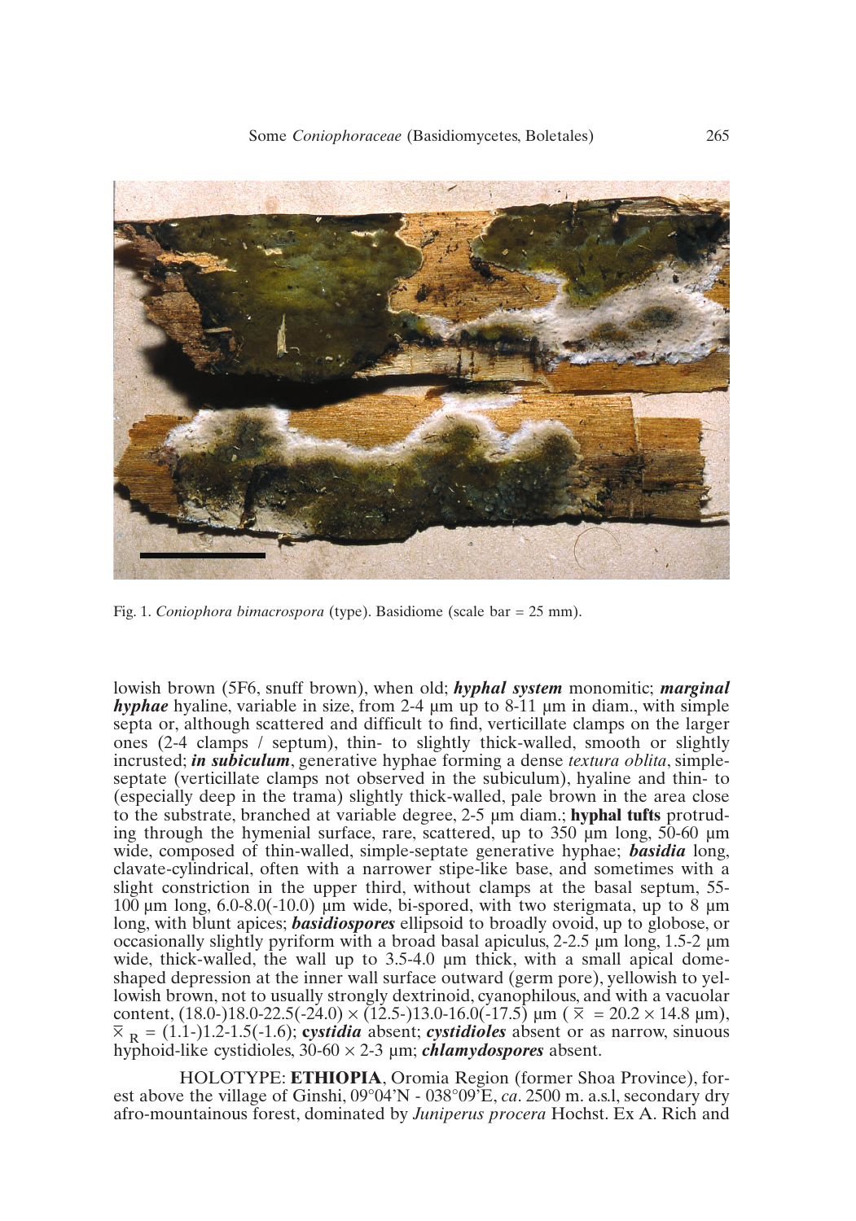Fig. 1. *Coniophora bimacrospora* (type). Basidiome (scale bar = 25 mm).

lowish brown (5F6, snuff brown), when old; ***hyphal system*** monomitic; ***marginal hyphae*** hyaline, variable in size, from 2-4 µm up to 8-11 µm in diam., with simple septa or, although scattered and difficult to find, verticillate clamps on the larger ones (2-4 clamps / septum), thin- to slightly thick-walled, smooth or slightly incrusted; ***in subiculum***, generative hyphae forming a dense *textura oblita*, simple-septate (verticillate clamps not observed in the subiculum), hyaline and thin- to (especially deep in the trama) slightly thick-walled, pale brown in the area close to the substrate, branched at variable degree, 2-5 µm diam.; **hyphal tufts** protruding through the hymenial surface, rare, scattered, up to 350 µm long, 50-60 µm wide, composed of thin-walled, simple-septate generative hyphae; ***basidia*** long, clavate-cylindrical, often with a narrower stipe-like base, and sometimes with a slight constriction in the upper third, without clamps at the basal septum, 55-100 µm long, 6.0-8.0(-10.0) µm wide, bi-spored, with two sterigmata, up to 8 µm long, with blunt apices; ***basidiospores*** ellipsoid to broadly ovoid, up to globose, or occasionally slightly pyriform with a broad basal apiculus, 2-2.5 µm long, 1.5-2 µm wide, thick-walled, the wall up to 3.5-4.0 µm thick, with a small apical dome-shaped depression at the inner wall surface outward (germ pore), yellowish to yellowish brown, not to usually strongly dextrinoid, cyanophilous, and with a vacuolar content, (18.0-)18.0-22.5(-24.0) × (12.5-)13.0-16.0(-17.5) µm ( $\overline{x}$ = 20.2 × 14.8 µm), $\overline{x}_R$ = (1.1-)1.2-1.5(-1.6); ***cystidia*** absent; ***cystidioles*** absent or as narrow, sinuous hyphoid-like cystidioles, 30-60 × 2-3 µm; ***chlamydospores*** absent.

HOLOTYPE: **ETHIOPIA**, Oromia Region (former Shoa Province), forest above the village of Ginshi, 09°04'N - 038°09'E, *ca*. 2500 m. a.s.l, secondary dry afro-mountainous forest, dominated by *Juniperus procera* Hochst. Ex A. Rich and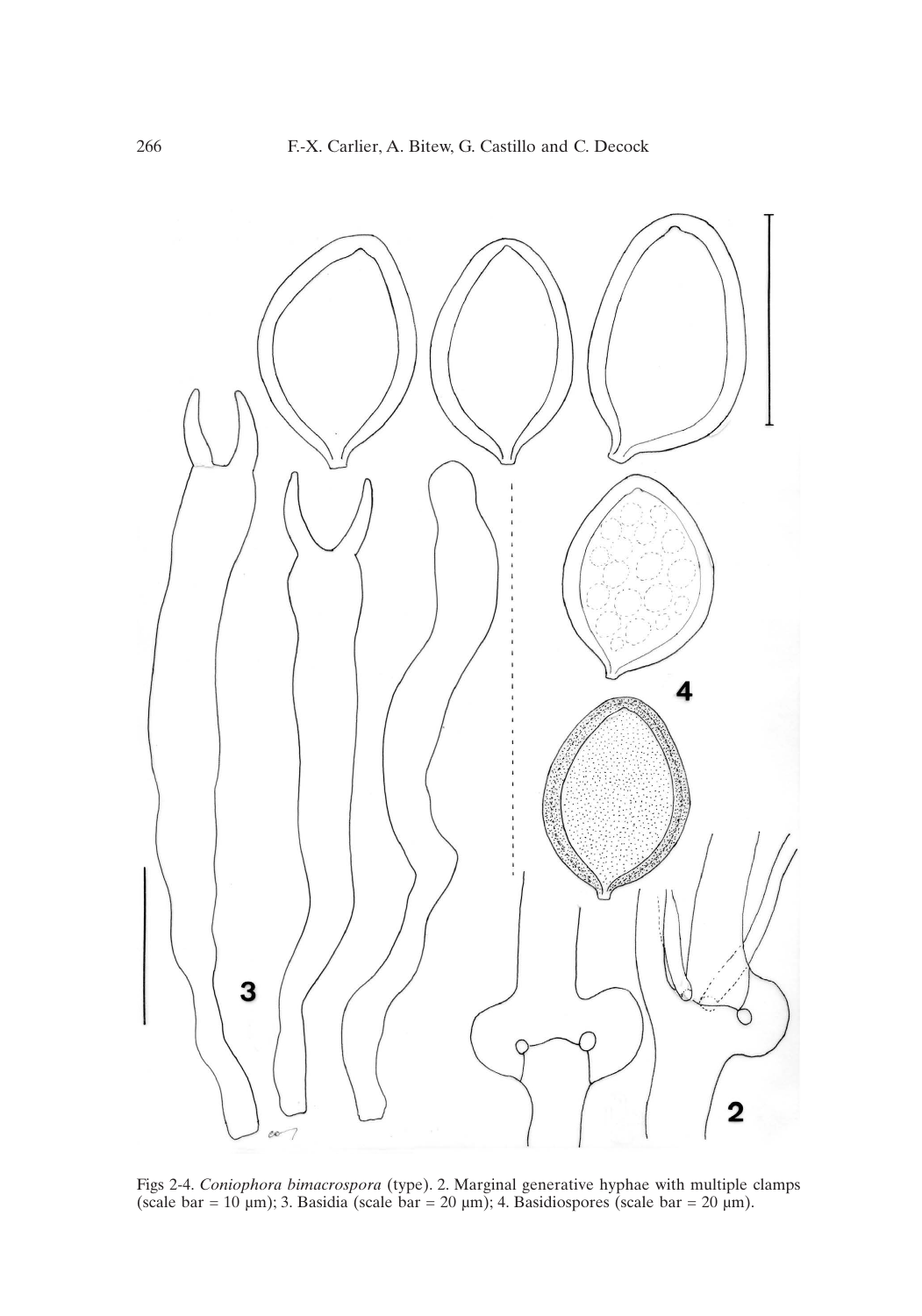Figs 2-4. *Coniophora bimacrospora* (type). 2. Marginal generative hyphae with multiple clamps (scale bar = 10 µm); 3. Basidia (scale bar = 20 µm); 4. Basidiospores (scale bar = 20 µm).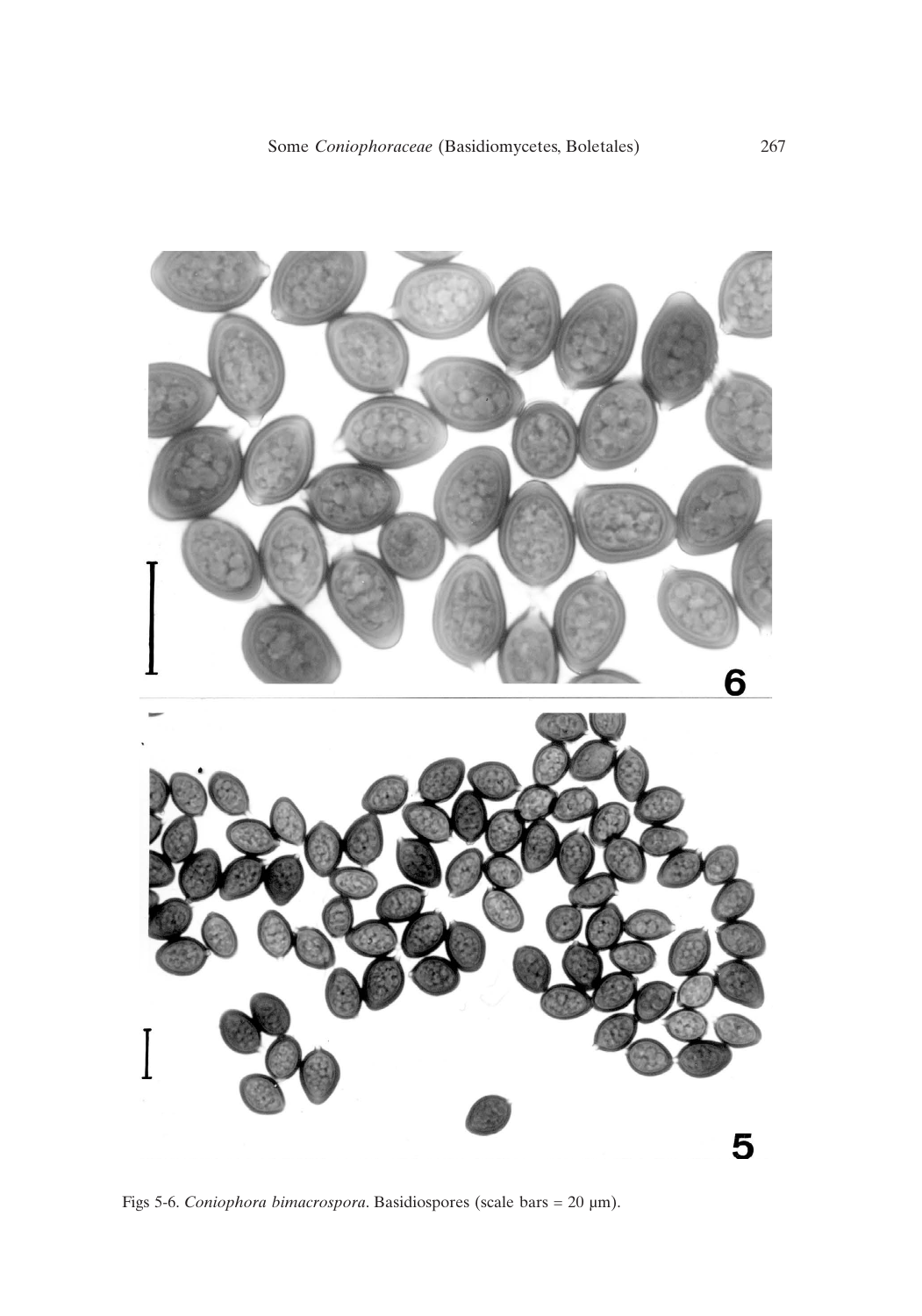Figs 5-6. *Coniophora bimacrospora*. Basidiospores (scale bars = 20 µm).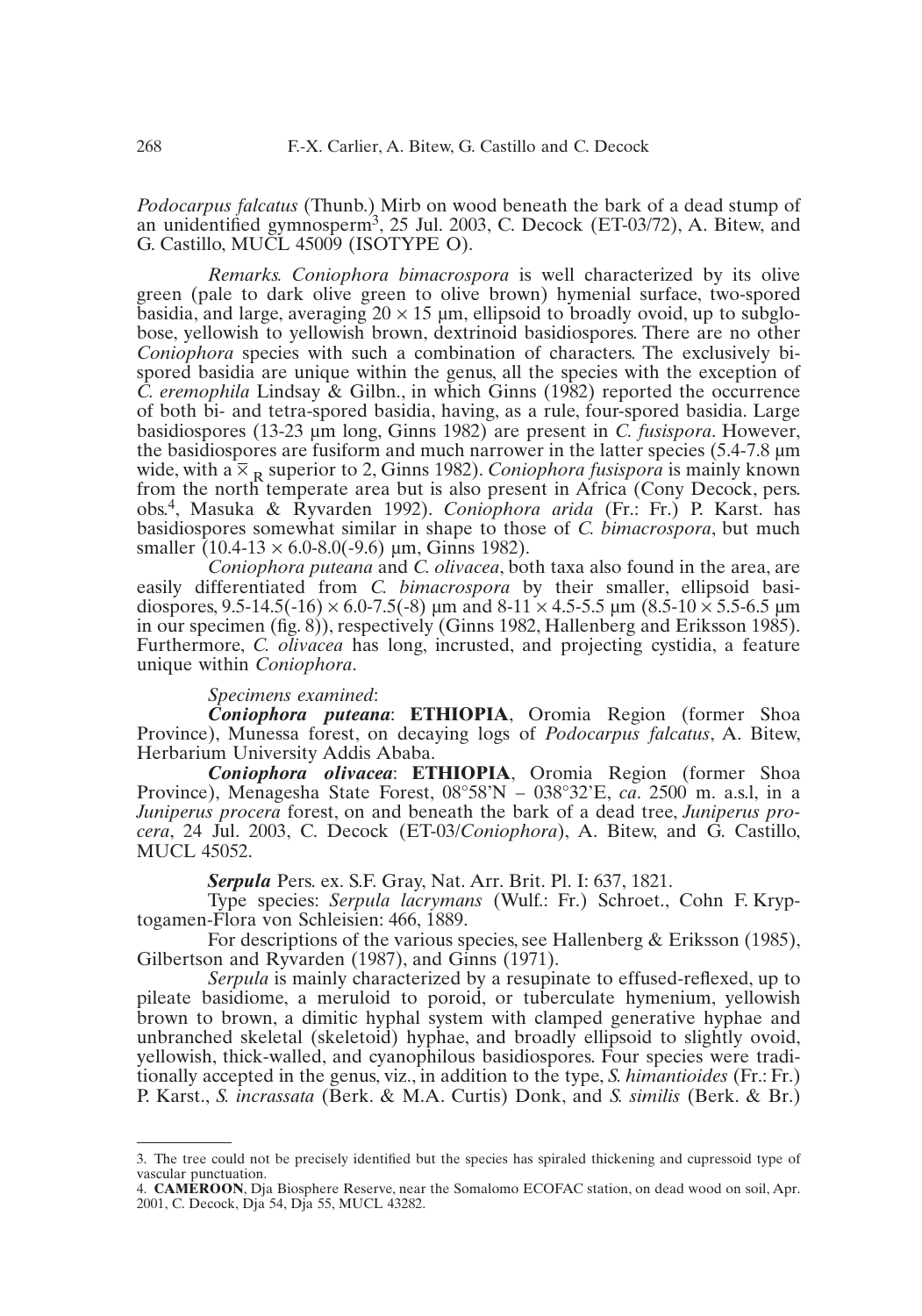*Podocarpus falcatus* (Thunb.) Mirb on wood beneath the bark of a dead stump of an unidentified gymnosperm[3], 25 Jul. 2003, C. Decock (ET-03/72), A. Bitew, and G. Castillo, MUCL 45009 (ISOTYPE O).

*Remarks. Coniophora bimacrospora* is well characterized by its olive green (pale to dark olive green to olive brown) hymenial surface, two-spored basidia, and large, averaging 20 × 15 µm, ellipsoid to broadly ovoid, up to subglobose, yellowish to yellowish brown, dextrinoid basidiospores. There are no other *Coniophora* species with such a combination of characters. The exclusively bi-spored basidia are unique within the genus, all the species with the exception of *C. eremophila* Lindsay & Gilbn., in which Ginns (1982) reported the occurrence of both bi- and tetra-spored basidia, having, as a rule, four-spored basidia. Large basidiospores (13-23 µm long, Ginns 1982) are present in *C. fusispora*. However, the basidiospores are fusiform and much narrower in the latter species (5.4-7.8 µm wide, with a $\overline{x}_R$ superior to 2, Ginns 1982). *Coniophora fusispora* is mainly known from the north temperate area but is also present in Africa (Cony Decock, pers. obs.[4], Masuka & Ryvarden 1992). *Coniophora arida* (Fr.: Fr.) P. Karst. has basidiospores somewhat similar in shape to those of *C. bimacrospora*, but much smaller (10.4-13 × 6.0-8.0(-9.6) µm, Ginns 1982).

*Coniophora puteana* and *C. olivacea*, both taxa also found in the area, are easily differentiated from *C. bimacrospora* by their smaller, ellipsoid basidiospores, 9.5-14.5(-16) × 6.0-7.5(-8) µm and 8-11 × 4.5-5.5 µm (8.5-10 × 5.5-6.5 µm in our specimen (fig. 8)), respectively (Ginns 1982, Hallenberg and Eriksson 1985). Furthermore, *C. olivacea* has long, incrusted, and projecting cystidia, a feature unique within *Coniophora*.

*Specimens examined*:

***Coniophora puteana***: **ETHIOPIA**, Oromia Region (former Shoa Province), Munessa forest, on decaying logs of *Podocarpus falcatus*, A. Bitew, Herbarium University Addis Ababa.

***Coniophora olivacea***: **ETHIOPIA**, Oromia Region (former Shoa Province), Menagesha State Forest, 08°58'N – 038°32'E, *ca*. 2500 m. a.s.l, in a *Juniperus procera* forest, on and beneath the bark of a dead tree, *Juniperus procera*, 24 Jul. 2003, C. Decock (ET-03/*Coniophora*), A. Bitew, and G. Castillo, MUCL 45052.

***Serpula*** Pers. ex. S.F. Gray, Nat. Arr. Brit. Pl. I: 637, 1821.

Type species: *Serpula lacrymans* (Wulf.: Fr.) Schroet., Cohn F. Kryptogamen-Flora von Schleisien: 466, 1889.

For descriptions of the various species, see Hallenberg & Eriksson (1985), Gilbertson and Ryvarden (1987), and Ginns (1971).

*Serpula* is mainly characterized by a resupinate to effused-reflexed, up to pileate basidiome, a meruloid to poroid, or tuberculate hymenium, yellowish brown to brown, a dimitic hyphal system with clamped generative hyphae and unbranched skeletal (skeletoid) hyphae, and broadly ellipsoid to slightly ovoid, yellowish, thick-walled, and cyanophilous basidiospores. Four species were traditionally accepted in the genus, viz., in addition to the type, *S. himantioides* (Fr.: Fr.) P. Karst., *S. incrassata* (Berk. & M.A. Curtis) Donk, and *S. similis* (Berk. & Br.)

---

3. The tree could not be precisely identified but the species has spiraled thickening and cupressoid type of vascular punctuation.

4. **CAMEROON**, Dja Biosphere Reserve, near the Somalomo ECOFAC station, on dead wood on soil, Apr. 2001, C. Decock, Dja 54, Dja 55, MUCL 43282.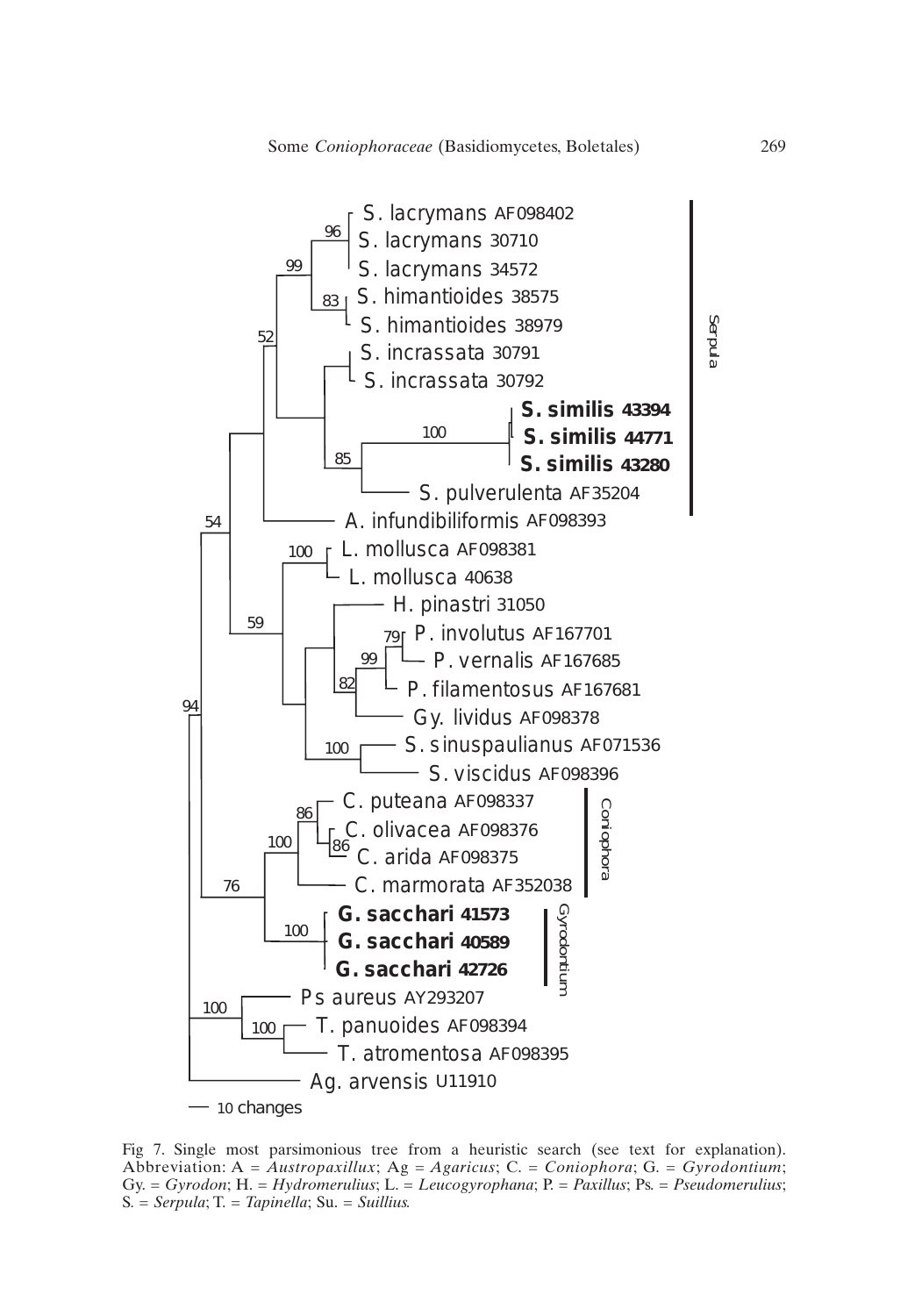Fig 7. Single most parsimonious tree from a heuristic search (see text for explanation). Abbreviation: A = *Austropaxillux*; Ag = *Agaricus*; C. = *Coniophora*; G. = *Gyrodontium*; Gy. = *Gyrodon*; H. = *Hydromerulius*; L. = *Leucogyrophana*; P. = *Paxillus*; Ps. = *Pseudomerulius*; S. = *Serpula*; T. = *Tapinella*; Su. = *Suillius*.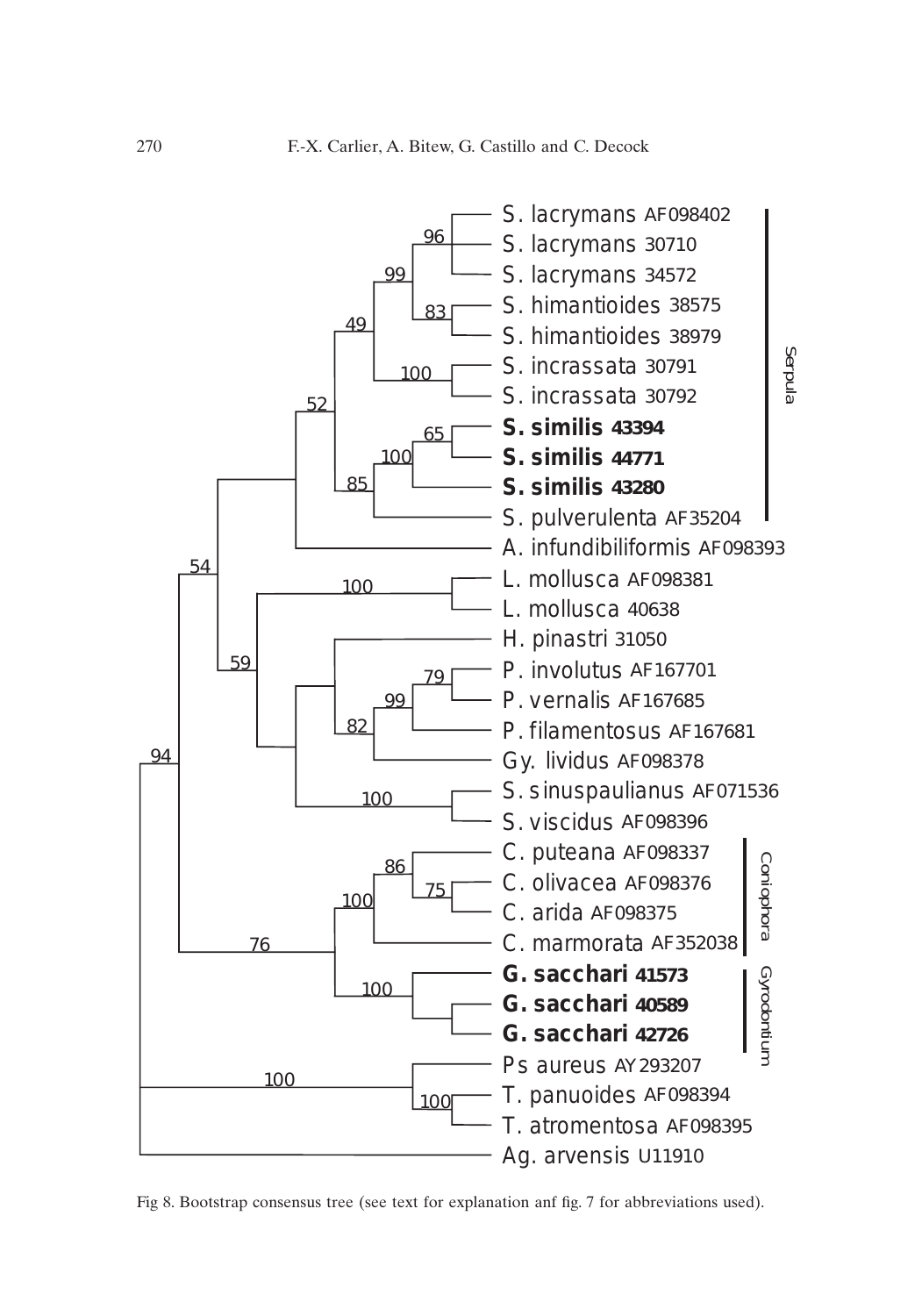Fig 8. Bootstrap consensus tree (see text for explanation anf fig. 7 for abbreviations used).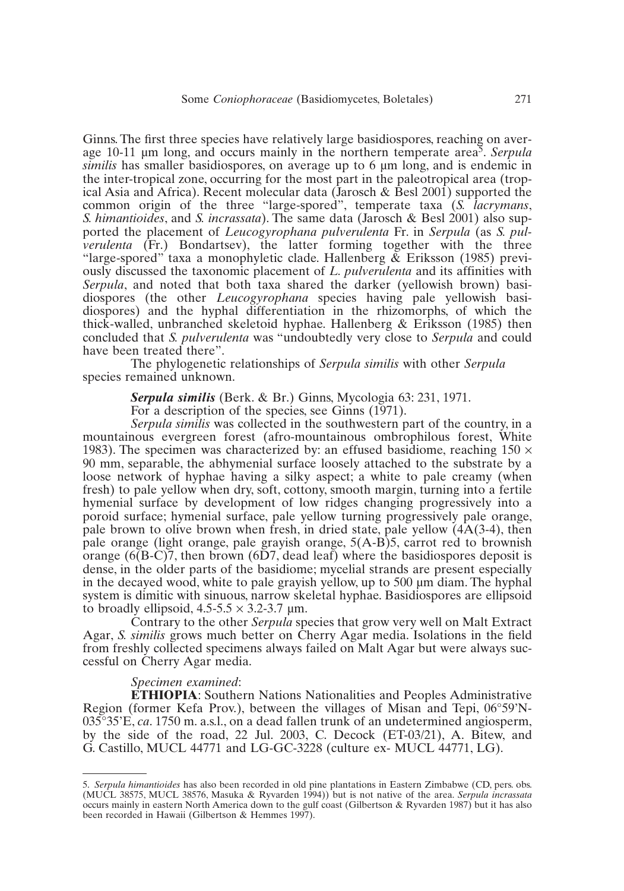Ginns. The first three species have relatively large basidiospores, reaching on average 10-11 µm long, and occurs mainly in the northern temperate area[5]. *Serpula similis* has smaller basidiospores, on average up to 6 µm long, and is endemic in the inter-tropical zone, occurring for the most part in the paleotropical area (tropical Asia and Africa). Recent molecular data (Jarosch & Besl 2001) supported the common origin of the three "large-spored", temperate taxa (*S. lacrymans*, *S. himantioides*, and *S. incrassata*). The same data (Jarosch & Besl 2001) also supported the placement of *Leucogyrophana pulverulenta* Fr. in *Serpula* (as *S. pulverulenta* (Fr.) Bondartsev), the latter forming together with the three "large-spored" taxa a monophyletic clade. Hallenberg & Eriksson (1985) previously discussed the taxonomic placement of *L. pulverulenta* and its affinities with *Serpula*, and noted that both taxa shared the darker (yellowish brown) basidiospores (the other *Leucogyrophana* species having pale yellowish basidiospores) and the hyphal differentiation in the rhizomorphs, of which the thick-walled, unbranched skeletoid hyphae. Hallenberg & Eriksson (1985) then concluded that *S. pulverulenta* was "undoubtedly very close to *Serpula* and could have been treated there".

The phylogenetic relationships of *Serpula similis* with other *Serpula* species remained unknown.

***Serpula similis*** (Berk. & Br.) Ginns, Mycologia 63: 231, 1971.

For a description of the species, see Ginns (1971).

*Serpula similis* was collected in the southwestern part of the country, in a mountainous evergreen forest (afro-mountainous ombrophilous forest, White 1983). The specimen was characterized by: an effused basidiome, reaching 150 × 90 mm, separable, the abhymenial surface loosely attached to the substrate by a loose network of hyphae having a silky aspect; a white to pale creamy (when fresh) to pale yellow when dry, soft, cottony, smooth margin, turning into a fertile hymenial surface by development of low ridges changing progressively into a poroid surface; hymenial surface, pale yellow turning progressively pale orange, pale brown to olive brown when fresh, in dried state, pale yellow (4A(3-4), then pale orange (light orange, pale grayish orange, 5(A-B)5, carrot red to brownish orange (6(B-C)7, then brown (6D7, dead leaf) where the basidiospores deposit is dense, in the older parts of the basidiome; mycelial strands are present especially in the decayed wood, white to pale grayish yellow, up to 500 µm diam. The hyphal system is dimitic with sinuous, narrow skeletal hyphae. Basidiospores are ellipsoid to broadly ellipsoid, 4.5-5.5 × 3.2-3.7 µm.

Contrary to the other *Serpula* species that grow very well on Malt Extract Agar, *S. similis* grows much better on Cherry Agar media. Isolations in the field from freshly collected specimens always failed on Malt Agar but were always successful on Cherry Agar media.

*Specimen examined*:

**ETHIOPIA**: Southern Nations Nationalities and Peoples Administrative Region (former Kefa Prov.), between the villages of Misan and Tepi, 06°59'N-035°35'E, *ca*. 1750 m. a.s.l., on a dead fallen trunk of an undetermined angiosperm, by the side of the road, 22 Jul. 2003, C. Decock (ET-03/21), A. Bitew, and G. Castillo, MUCL 44771 and LG-GC-3228 (culture ex- MUCL 44771, LG).

---

5. *Serpula himantioides* has also been recorded in old pine plantations in Eastern Zimbabwe (CD, pers. obs. (MUCL 38575, MUCL 38576, Masuka & Ryvarden 1994)) but is not native of the area. *Serpula incrassata* occurs mainly in eastern North America down to the gulf coast (Gilbertson & Ryvarden 1987) but it has also been recorded in Hawaii (Gilbertson & Hemmes 1997).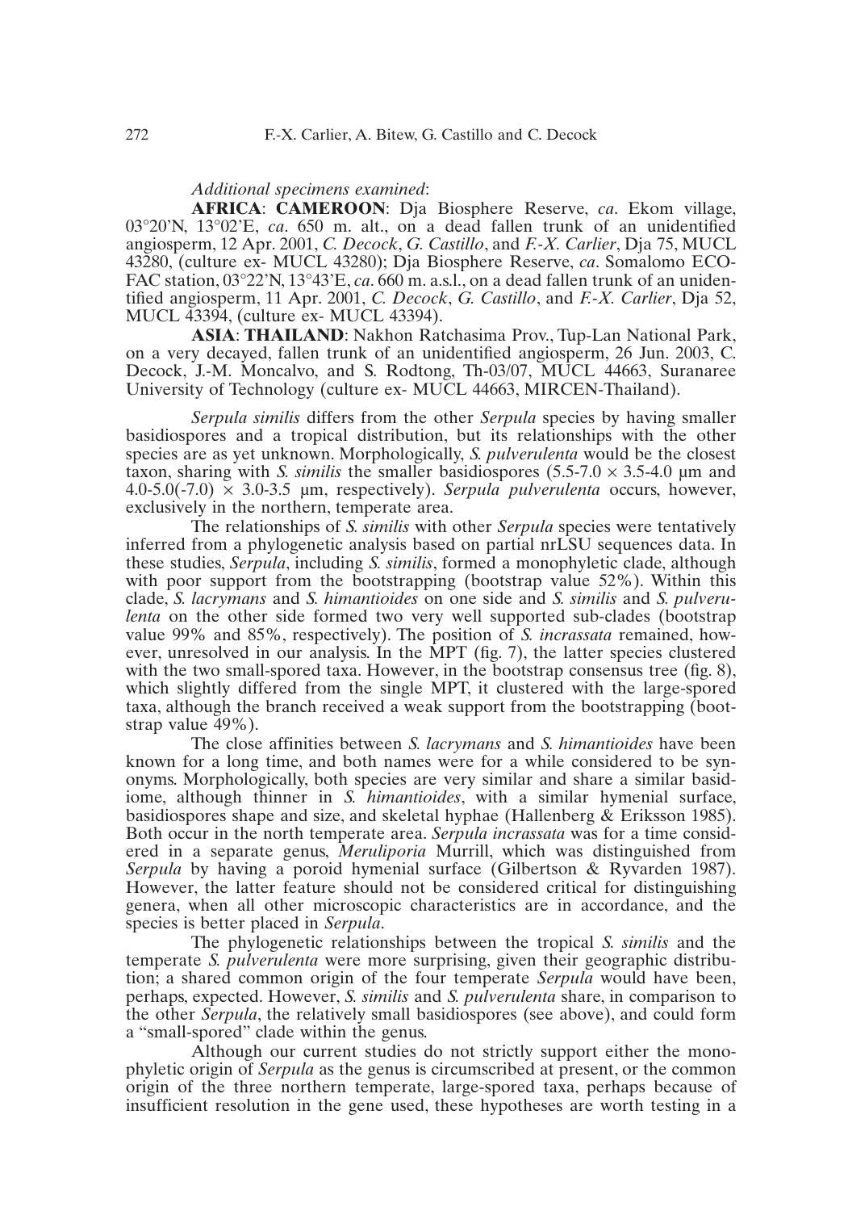*Additional specimens examined*:

**AFRICA**: **CAMEROON**: Dja Biosphere Reserve, *ca*. Ekom village, 03°20'N, 13°02'E, *ca*. 650 m. alt., on a dead fallen trunk of an unidentified angiosperm, 12 Apr. 2001, *C. Decock*, *G. Castillo*, and *F.-X. Carlier*, Dja 75, MUCL 43280, (culture ex- MUCL 43280); Dja Biosphere Reserve, *ca*. Somalomo ECOFAC station, 03°22'N, 13°43'E, *ca*. 660 m. a.s.l., on a dead fallen trunk of an unidentified angiosperm, 11 Apr. 2001, *C. Decock*, *G. Castillo*, and *F.-X. Carlier*, Dja 52, MUCL 43394, (culture ex- MUCL 43394).

**ASIA**: **THAILAND**: Nakhon Ratchasima Prov., Tup-Lan National Park, on a very decayed, fallen trunk of an unidentified angiosperm, 26 Jun. 2003, C. Decock, J.-M. Moncalvo, and S. Rodtong, Th-03/07, MUCL 44663, Suranaree University of Technology (culture ex- MUCL 44663, MIRCEN-Thailand).

*Serpula similis* differs from the other *Serpula* species by having smaller basidiospores and a tropical distribution, but its relationships with the other species are as yet unknown. Morphologically, *S. pulverulenta* would be the closest taxon, sharing with *S. similis* the smaller basidiospores ($5.5\text{-}7.0 \times 3.5\text{-}4.0$ µm and $4.0\text{-}5.0(\text{-}7.0) \times 3.0\text{-}3.5$ µm, respectively). *Serpula pulverulenta* occurs, however, exclusively in the northern, temperate area.

The relationships of *S. similis* with other *Serpula* species were tentatively inferred from a phylogenetic analysis based on partial nrLSU sequences data. In these studies, *Serpula*, including *S. similis*, formed a monophyletic clade, although with poor support from the bootstrapping (bootstrap value 52%). Within this clade, *S. lacrymans* and *S. himantioides* on one side and *S. similis* and *S. pulverulenta* on the other side formed two very well supported sub-clades (bootstrap value 99% and 85%, respectively). The position of *S. incrassata* remained, however, unresolved in our analysis. In the MPT (fig. 7), the latter species clustered with the two small-spored taxa. However, in the bootstrap consensus tree (fig. 8), which slightly differed from the single MPT, it clustered with the large-spored taxa, although the branch received a weak support from the bootstrapping (bootstrap value 49%).

The close affinities between *S. lacrymans* and *S. himantioides* have been known for a long time, and both names were for a while considered to be synonyms. Morphologically, both species are very similar and share a similar basidiome, although thinner in *S. himantioides*, with a similar hymenial surface, basidiospores shape and size, and skeletal hyphae (Hallenberg & Eriksson 1985). Both occur in the north temperate area. *Serpula incrassata* was for a time considered in a separate genus, *Meruliporia* Murrill, which was distinguished from *Serpula* by having a poroid hymenial surface (Gilbertson & Ryvarden 1987). However, the latter feature should not be considered critical for distinguishing genera, when all other microscopic characteristics are in accordance, and the species is better placed in *Serpula*.

The phylogenetic relationships between the tropical *S. similis* and the temperate *S. pulverulenta* were more surprising, given their geographic distribution; a shared common origin of the four temperate *Serpula* would have been, perhaps, expected. However, *S. similis* and *S. pulverulenta* share, in comparison to the other *Serpula*, the relatively small basidiospores (see above), and could form a "small-spored" clade within the genus.

Although our current studies do not strictly support either the monophyletic origin of *Serpula* as the genus is circumscribed at present, or the common origin of the three northern temperate, large-spored taxa, perhaps because of insufficient resolution in the gene used, these hypotheses are worth testing in a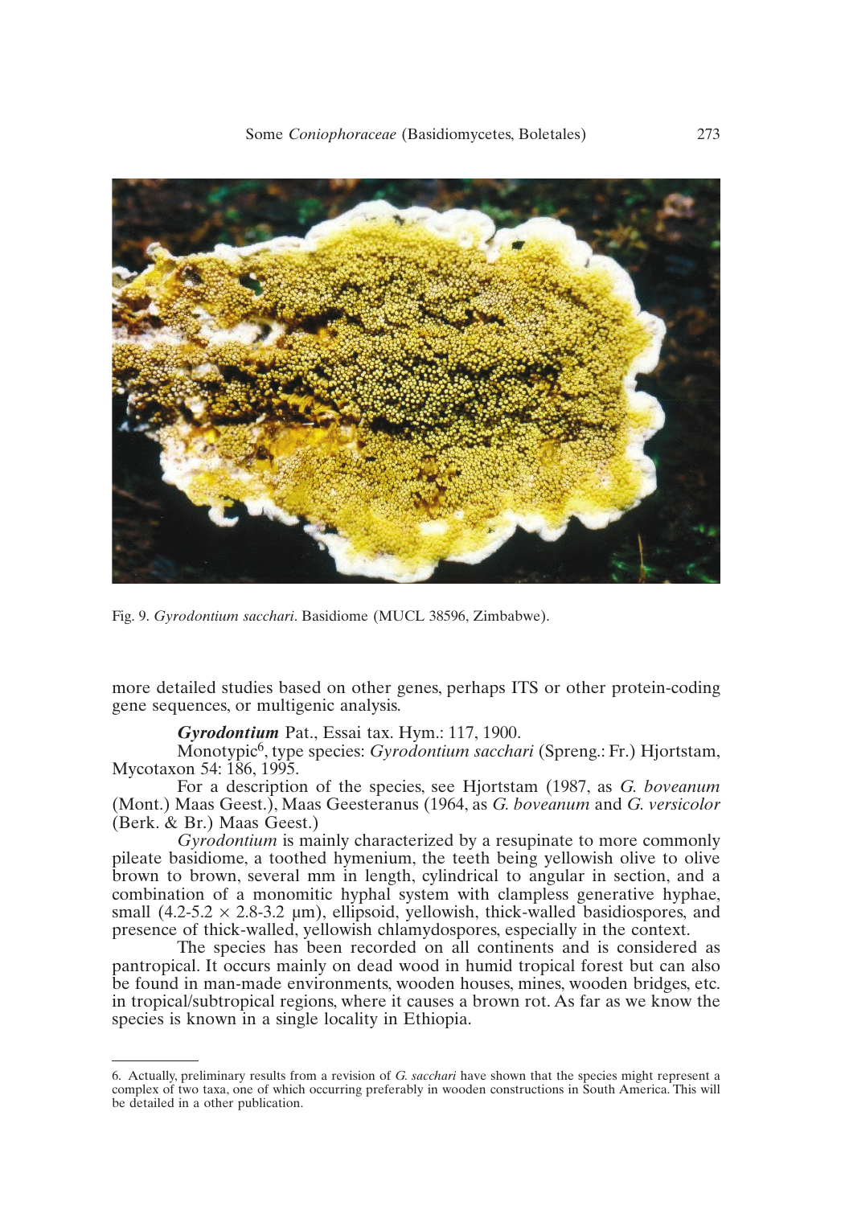Fig. 9. *Gyrodontium sacchari*. Basidiome (MUCL 38596, Zimbabwe).

more detailed studies based on other genes, perhaps ITS or other protein-coding gene sequences, or multigenic analysis.

***Gyrodontium*** Pat., Essai tax. Hym.: 117, 1900.

Monotypic[6], type species: *Gyrodontium sacchari* (Spreng.: Fr.) Hjortstam, Mycotaxon 54: 186, 1995.

For a description of the species, see Hjortstam (1987, as *G. boveanum* (Mont.) Maas Geest.), Maas Geesteranus (1964, as *G. boveanum* and *G. versicolor* (Berk. & Br.) Maas Geest.)

*Gyrodontium* is mainly characterized by a resupinate to more commonly pileate basidiome, a toothed hymenium, the teeth being yellowish olive to olive brown to brown, several mm in length, cylindrical to angular in section, and a combination of a monomitic hyphal system with clampless generative hyphae, small (4.2-5.2 × 2.8-3.2 µm), ellipsoid, yellowish, thick-walled basidiospores, and presence of thick-walled, yellowish chlamydospores, especially in the context.

The species has been recorded on all continents and is considered as pantropical. It occurs mainly on dead wood in humid tropical forest but can also be found in man-made environments, wooden houses, mines, wooden bridges, etc. in tropical/subtropical regions, where it causes a brown rot. As far as we know the species is known in a single locality in Ethiopia.

---

6. Actually, preliminary results from a revision of *G. sacchari* have shown that the species might represent a complex of two taxa, one of which occurring preferably in wooden constructions in South America. This will be detailed in a other publication.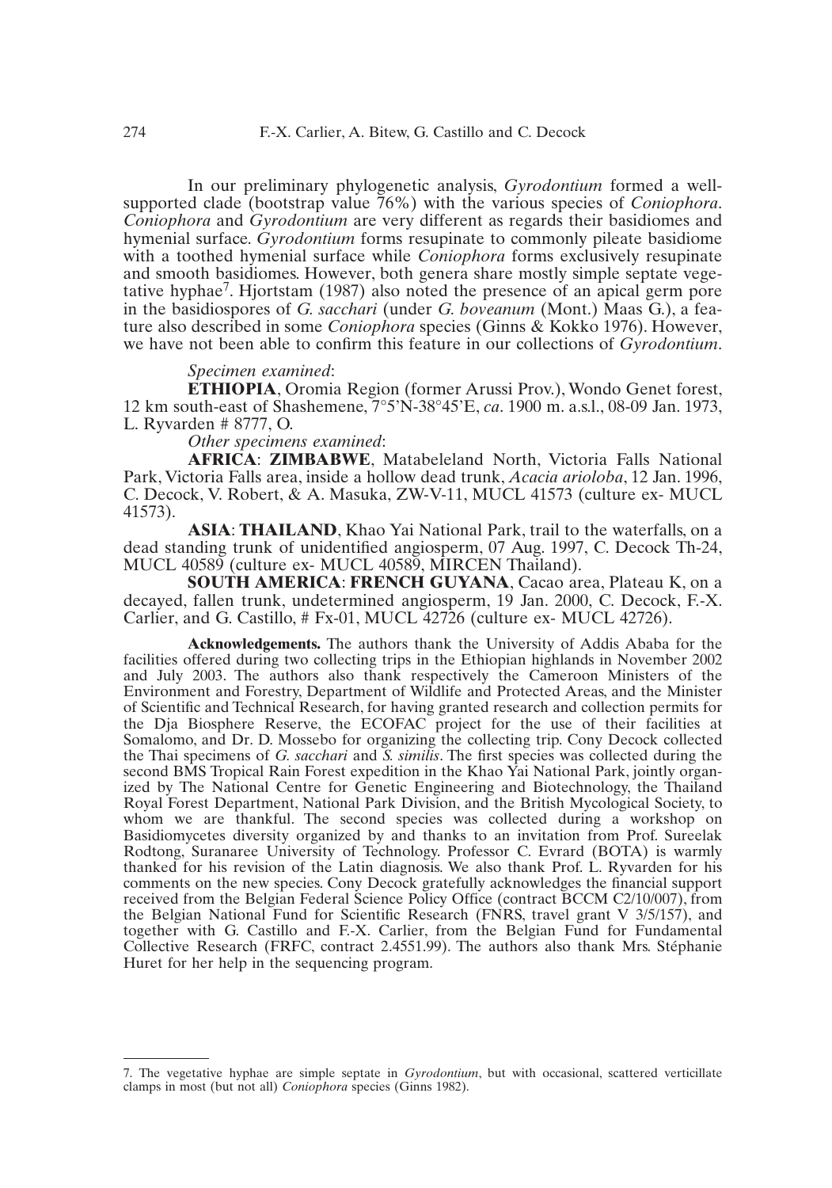In our preliminary phylogenetic analysis, *Gyrodontium* formed a well-supported clade (bootstrap value 76%) with the various species of *Coniophora*. *Coniophora* and *Gyrodontium* are very different as regards their basidiomes and hymenial surface. *Gyrodontium* forms resupinate to commonly pileate basidiome with a toothed hymenial surface while *Coniophora* forms exclusively resupinate and smooth basidiomes. However, both genera share mostly simple septate vegetative hyphae[7]. Hjortstam (1987) also noted the presence of an apical germ pore in the basidiospores of *G. sacchari* (under *G. boveanum* (Mont.) Maas G.), a feature also described in some *Coniophora* species (Ginns & Kokko 1976). However, we have not been able to confirm this feature in our collections of *Gyrodontium*.

*Specimen examined*:

**ETHIOPIA**, Oromia Region (former Arussi Prov.), Wondo Genet forest, 12 km south-east of Shashemene, 7°5'N-38°45'E, *ca*. 1900 m. a.s.l., 08-09 Jan. 1973, L. Ryvarden # 8777, O.

*Other specimens examined*:

**AFRICA**: **ZIMBABWE**, Matabeleland North, Victoria Falls National Park, Victoria Falls area, inside a hollow dead trunk, *Acacia arioloba*, 12 Jan. 1996, C. Decock, V. Robert, & A. Masuka, ZW-V-11, MUCL 41573 (culture ex- MUCL 41573).

**ASIA**: **THAILAND**, Khao Yai National Park, trail to the waterfalls, on a dead standing trunk of unidentified angiosperm, 07 Aug. 1997, C. Decock Th-24, MUCL 40589 (culture ex- MUCL 40589, MIRCEN Thailand).

**SOUTH AMERICA**: **FRENCH GUYANA**, Cacao area, Plateau K, on a decayed, fallen trunk, undetermined angiosperm, 19 Jan. 2000, C. Decock, F.-X. Carlier, and G. Castillo, # Fx-01, MUCL 42726 (culture ex- MUCL 42726).

**Acknowledgements.** The authors thank the University of Addis Ababa for the facilities offered during two collecting trips in the Ethiopian highlands in November 2002 and July 2003. The authors also thank respectively the Cameroon Ministers of the Environment and Forestry, Department of Wildlife and Protected Areas, and the Minister of Scientific and Technical Research, for having granted research and collection permits for the Dja Biosphere Reserve, the ECOFAC project for the use of their facilities at Somalomo, and Dr. D. Mossebo for organizing the collecting trip. Cony Decock collected the Thai specimens of *G. sacchari* and *S. similis*. The first species was collected during the second BMS Tropical Rain Forest expedition in the Khao Yai National Park, jointly organized by The National Centre for Genetic Engineering and Biotechnology, the Thailand Royal Forest Department, National Park Division, and the British Mycological Society, to whom we are thankful. The second species was collected during a workshop on Basidiomycetes diversity organized by and thanks to an invitation from Prof. Sureelak Rodtong, Suranaree University of Technology. Professor C. Evrard (BOTA) is warmly thanked for his revision of the Latin diagnosis. We also thank Prof. L. Ryvarden for his comments on the new species. Cony Decock gratefully acknowledges the financial support received from the Belgian Federal Science Policy Office (contract BCCM C2/10/007), from the Belgian National Fund for Scientific Research (FNRS, travel grant V 3/5/157), and together with G. Castillo and F.-X. Carlier, from the Belgian Fund for Fundamental Collective Research (FRFC, contract 2.4551.99). The authors also thank Mrs. Stéphanie Huret for her help in the sequencing program.

---

7. The vegetative hyphae are simple septate in *Gyrodontium*, but with occasional, scattered verticillate clamps in most (but not all) *Coniophora* species (Ginns 1982).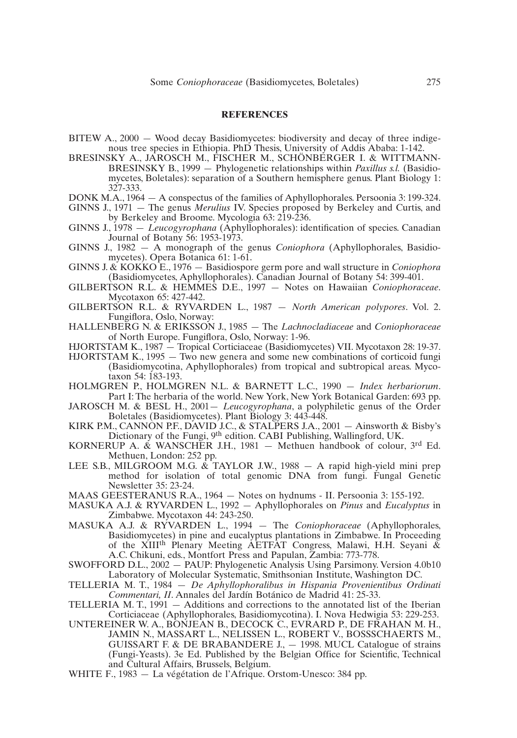## REFERENCES

BITEW A., 2000 — Wood decay Basidiomycetes: biodiversity and decay of three indigenous tree species in Ethiopia. PhD Thesis, University of Addis Ababa: 1-142.

BRESINSKY A., JAROSCH M., FISCHER M., SCHÖNBERGER I. & WITTMANN-BRESINSKY B., 1999 — Phylogenetic relationships within *Paxillus s.l.* (Basidiomycetes, Boletales): separation of a Southern hemisphere genus. Plant Biology 1: 327-333.

DONK M.A., 1964 — A conspectus of the families of Aphyllophorales. Persoonia 3: 199-324.

GINNS J., 1971 — The genus *Merulius* IV. Species proposed by Berkeley and Curtis, and by Berkeley and Broome. Mycologia 63: 219-236.

GINNS J., 1978 — *Leucogyrophana* (Aphyllophorales): identification of species. Canadian Journal of Botany 56: 1953-1973.

GINNS J., 1982 — A monograph of the genus *Coniophora* (Aphyllophorales, Basidiomycetes). Opera Botanica 61: 1-61.

GINNS J. & KOKKO E., 1976 — Basidiospore germ pore and wall structure in *Coniophora* (Basidiomycetes, Aphyllophorales). Canadian Journal of Botany 54: 399-401.

GILBERTSON R.L. & HEMMES D.E., 1997 — Notes on Hawaiian *Coniophoraceae*. Mycotaxon 65: 427-442.

GILBERTSON R.L. & RYVARDEN L., 1987 — *North American polypores*. Vol. 2. Fungiflora, Oslo, Norway:

HALLENBERG N. & ERIKSSON J., 1985 — The *Lachnocladiaceae* and *Coniophoraceae* of North Europe. Fungiflora, Oslo, Norway: 1-96.

HJORTSTAM K., 1987 — Tropical Corticiaceae (Basidiomycetes) VII. Mycotaxon 28: 19-37.

HJORTSTAM K., 1995 — Two new genera and some new combinations of corticoid fungi (Basidiomycotina, Aphyllophorales) from tropical and subtropical areas. Mycotaxon 54: 183-193.

HOLMGREN P., HOLMGREN N.L. & BARNETT L.C., 1990 — *Index herbariorum*. Part I: The herbaria of the world. New York, New York Botanical Garden: 693 pp.

JAROSCH M. & BESL H., 2001— *Leucogyrophana*, a polyphiletic genus of the Order Boletales (Basidiomycetes). Plant Biology 3: 443-448.

KIRK P.M., CANNON P.F., DAVID J.C., & STALPERS J.A., 2001 — Ainsworth & Bisby's Dictionary of the Fungi, 9th edition. CABI Publishing, Wallingford, UK.

KORNERUP A. & WANSCHER J.H., 1981 — Methuen handbook of colour, 3rd Ed. Methuen, London: 252 pp.

LEE S.B., MILGROOM M.G. & TAYLOR J.W., 1988 — A rapid high-yield mini prep method for isolation of total genomic DNA from fungi. Fungal Genetic Newsletter 35: 23-24.

MAAS GEESTERANUS R.A., 1964 — Notes on hydnums - II. Persoonia 3: 155-192.

MASUKA A.J. & RYVARDEN L., 1992 — Aphyllophorales on *Pinus* and *Eucalyptus* in Zimbabwe. Mycotaxon 44: 243-250.

MASUKA A.J. & RYVARDEN L., 1994 — The *Coniophoraceae* (Aphyllophorales, Basidiomycetes) in pine and eucalyptus plantations in Zimbabwe. In Proceeding of the XIIIth Plenary Meeting AETFAT Congress, Malawi, H.H. Seyani & A.C. Chikuni, eds., Montfort Press and Papulan, Zambia: 773-778.

SWOFFORD D.L., 2002 — PAUP: Phylogenetic Analysis Using Parsimony. Version 4.0b10 Laboratory of Molecular Systematic, Smithsonian Institute, Washington DC.

TELLERIA M. T., 1984 — *De Aphyllophoralibus in Hispania Provenientibus Ordinati Commentari, II*. Annales del Jardín Botánico de Madrid 41: 25-33.

TELLERIA M. T., 1991 — Additions and corrections to the annotated list of the Iberian Corticiaceae (Aphyllophorales, Basidiomycotina). I. Nova Hedwigia 53: 229-253.

UNTEREINER W. A., BONJEAN B., DECOCK C., EVRARD P., DE FRAHAN M. H., JAMIN N., MASSART L., NELISSEN L., ROBERT V., BOSSSCHAERTS M., GUISSART F. & DE BRABANDERE J., — 1998. MUCL Catalogue of strains (Fungi-Yeasts). 3e Ed. Published by the Belgian Office for Scientific, Technical and Cultural Affairs, Brussels, Belgium.

WHITE F., 1983 — La végétation de l'Afrique. Orstom-Unesco: 384 pp.